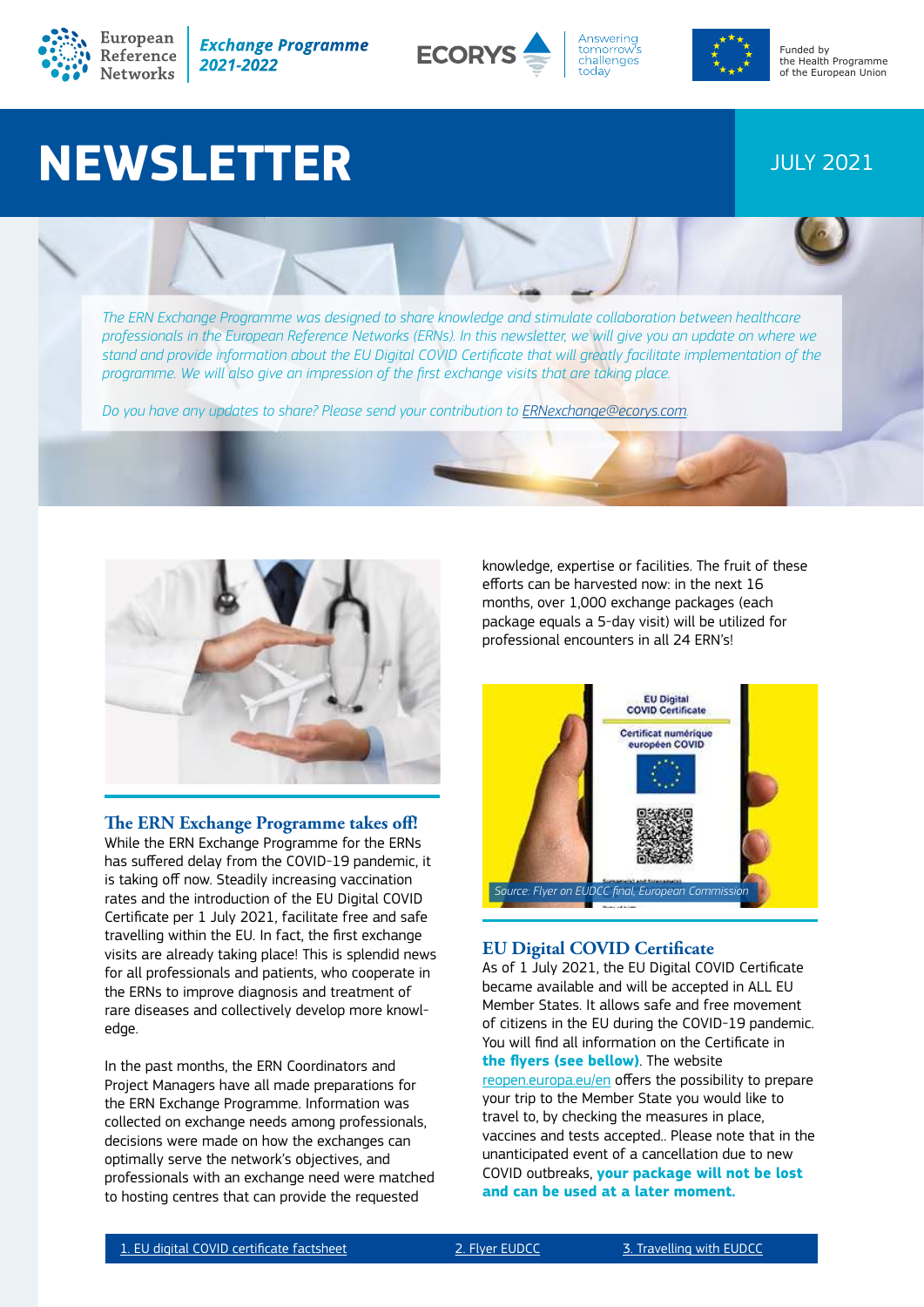European Reference Networks

*Exchange Programme 2021-2022*

ECORYS — Answering tomorrow's challenges today

Funded by the Health Programme of the European Union

# NEWSLETTER

JULY 2021

*The ERN Exchange Programme was designed to share knowledge and stimulate collaboration between healthcare professionals in the European Reference Networks (ERNs). In this newsletter, we will give you an update on where we stand and provide information about the EU Digital COVID Certificate that will greatly facilitate implementation of the programme. We will also give an impression of the first exchange visits that are taking place.*

*Do you have any updates to share? Please send your contribution to [ERNexchange@ecorys.com](mailto:ERNexchange@ecorys.com)*

## The ERN Exchange Programme takes off!

While the ERN Exchange Programme for the ERNs has suffered delay from the COVID-19 pandemic, it is taking off now. Steadily increasing vaccination rates and the introduction of the EU Digital COVID Certificate per 1 July 2021, facilitate free and safe travelling within the EU. In fact, the first exchange visits are already taking place! This is splendid news for all professionals and patients, who cooperate in the ERNs to improve diagnosis and treatment of rare diseases and collectively develop more knowledge.

In the past months, the ERN Coordinators and Project Managers have all made preparations for the ERN Exchange Programme. Information was collected on exchange needs among professionals, decisions were made on how the exchanges can optimally serve the network's objectives, and professionals with an exchange need were matched to hosting centres that can provide the requested knowledge, expertise or facilities. The fruit of these efforts can be harvested now: in the next 16 months, over 1,000 exchange packages (each package equals a 5-day visit) will be utilized for professional encounters in all 24 ERN's!

*Source: Flyer on EUDCC final, European Commission*

## EU Digital COVID Certificate

As of 1 July 2021, the EU Digital COVID Certificate became available and will be accepted in ALL EU Member States. It allows safe and free movement of citizens in the EU during the COVID-19 pandemic. You will find all information on the Certificate in **the flyers (see bellow)**. The website [reopen.europa.eu/en](https://reopen.europa.eu/en) offers the possibility to prepare your trip to the Member State you would like to travel to, by checking the measures in place, vaccines and tests accepted.. Please note that in the unanticipated event of a cancellation due to new COVID outbreaks, **your package will not be lost and can be used at a later moment.**

1. EU digital COVID certificate factsheet | 2. Flyer EUDCC | 3. Travelling with EUDCC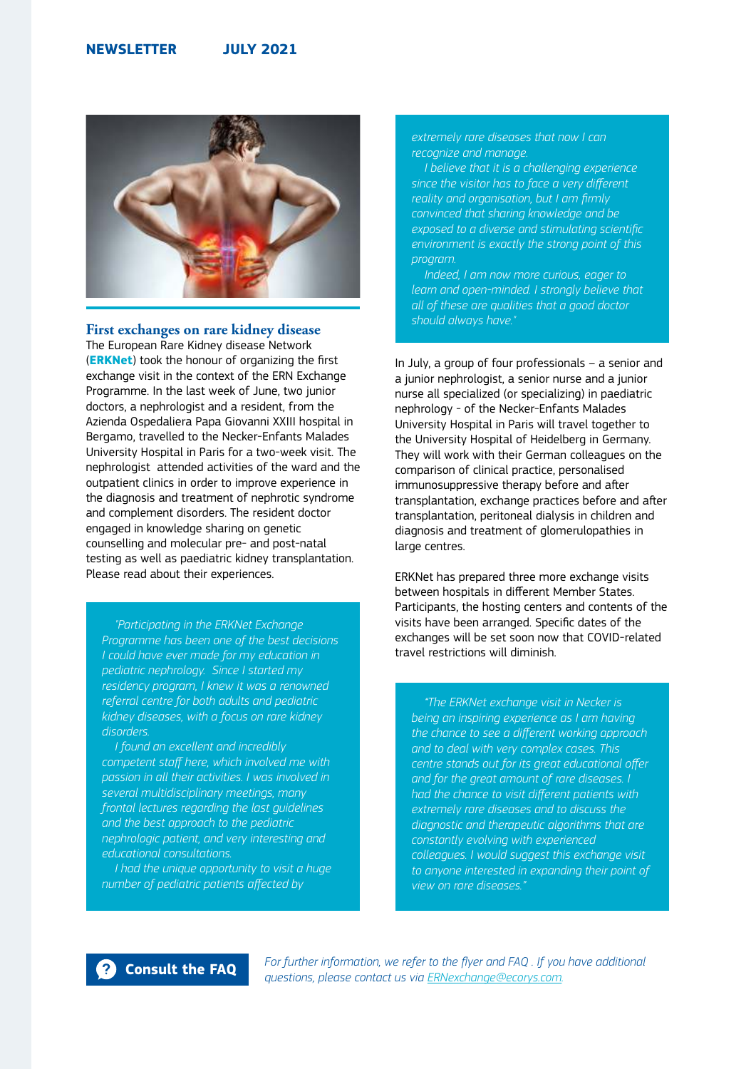## First exchanges on rare kidney disease

The European Rare Kidney disease Network (**ERKNet**) took the honour of organizing the first exchange visit in the context of the ERN Exchange Programme. In the last week of June, two junior doctors, a nephrologist and a resident, from the Azienda Ospedaliera Papa Giovanni XXIII hospital in Bergamo, travelled to the Necker-Enfants Malades University Hospital in Paris for a two-week visit. The nephrologist attended activities of the ward and the outpatient clinics in order to improve experience in the diagnosis and treatment of nephrotic syndrome and complement disorders. The resident doctor engaged in knowledge sharing on genetic counselling and molecular pre- and post-natal testing as well as paediatric kidney transplantation. Please read about their experiences.

*"Participating in the ERKNet Exchange Programme has been one of the best decisions I could have ever made for my education in pediatric nephrology. Since I started my residency program, I knew it was a renowned referral centre for both adults and pediatric kidney diseases, with a focus on rare kidney disorders.*

*I found an excellent and incredibly competent staff here, which involved me with passion in all their activities. I was involved in several multidisciplinary meetings, many frontal lectures regarding the last guidelines and the best approach to the pediatric nephrologic patient, and very interesting and educational consultations.*

*I had the unique opportunity to visit a huge number of pediatric patients affected by extremely rare diseases that now I can recognize and manage.*

*I believe that it is a challenging experience since the visitor has to face a very different reality and organisation, but I am firmly convinced that sharing knowledge and be exposed to a diverse and stimulating scientific environment is exactly the strong point of this program.*

*Indeed, I am now more curious, eager to learn and open-minded. I strongly believe that all of these are qualities that a good doctor should always have."*

In July, a group of four professionals – a senior and a junior nephrologist, a senior nurse and a junior nurse all specialized (or specializing) in paediatric nephrology - of the Necker-Enfants Malades University Hospital in Paris will travel together to the University Hospital of Heidelberg in Germany. They will work with their German colleagues on the comparison of clinical practice, personalised immunosuppressive therapy before and after transplantation, exchange practices before and after transplantation, peritoneal dialysis in children and diagnosis and treatment of glomerulopathies in large centres.

ERKNet has prepared three more exchange visits between hospitals in different Member States. Participants, the hosting centers and contents of the visits have been arranged. Specific dates of the exchanges will be set soon now that COVID-related travel restrictions will diminish.

*"The ERKNet exchange visit in Necker is being an inspiring experience as I am having the chance to see a different working approach and to deal with very complex cases. This centre stands out for its great educational offer and for the great amount of rare diseases. I had the chance to visit different patients with extremely rare diseases and to discuss the diagnostic and therapeutic algorithms that are constantly evolving with experienced colleagues. I would suggest this exchange visit to anyone interested in expanding their point of view on rare diseases."*

**Consult the FAQ**

*For further information, we refer to the flyer and FAQ . If you have additional questions, please contact us via ERNexchange@ecorys.com.*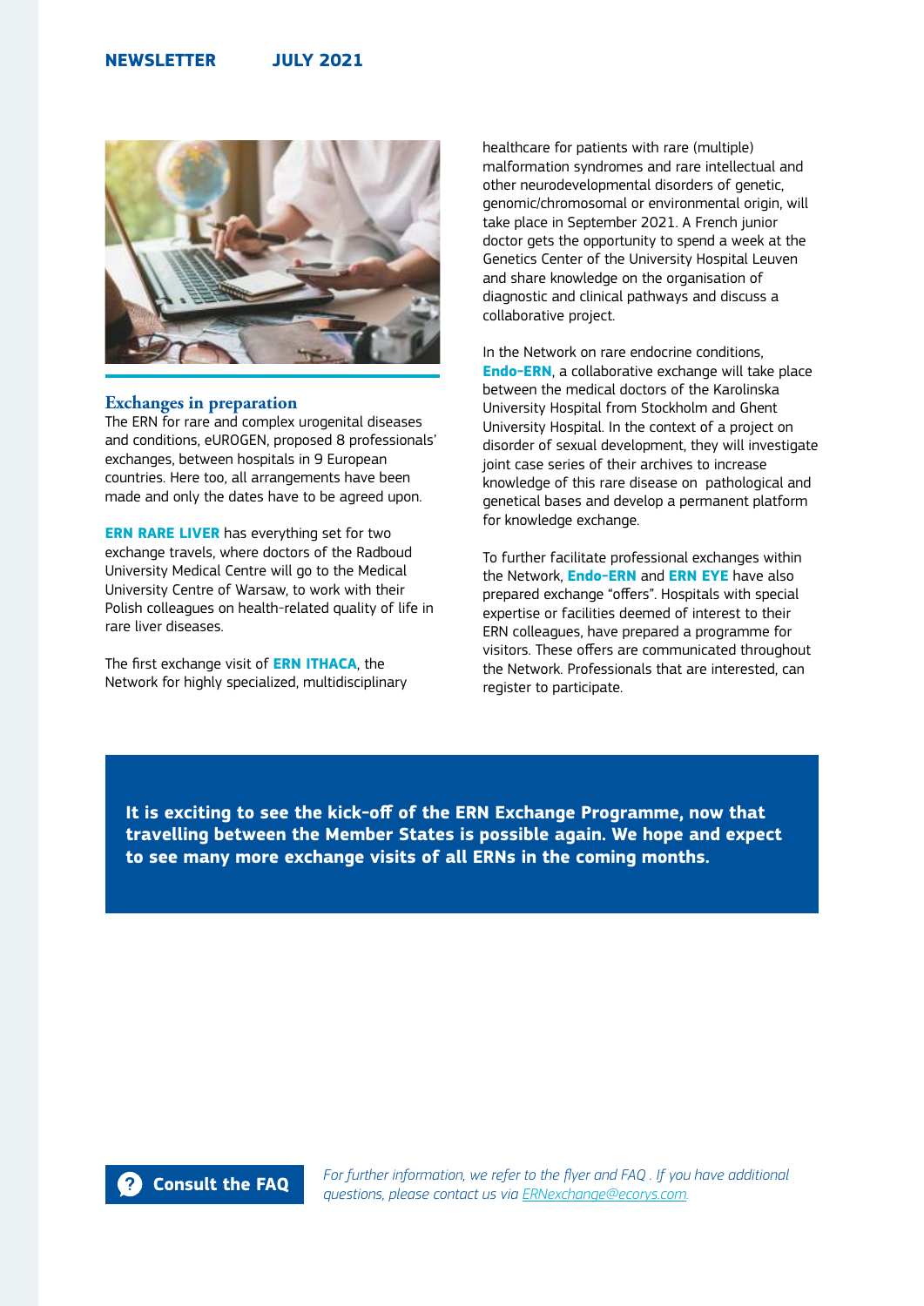## Exchanges in preparation

The ERN for rare and complex urogenital diseases and conditions, eUROGEN, proposed 8 professionals' exchanges, between hospitals in 9 European countries. Here too, all arrangements have been made and only the dates have to be agreed upon.

**ERN RARE LIVER** has everything set for two exchange travels, where doctors of the Radboud University Medical Centre will go to the Medical University Centre of Warsaw, to work with their Polish colleagues on health-related quality of life in rare liver diseases.

The first exchange visit of **ERN ITHACA**, the Network for highly specialized, multidisciplinary healthcare for patients with rare (multiple) malformation syndromes and rare intellectual and other neurodevelopmental disorders of genetic, genomic/chromosomal or environmental origin, will take place in September 2021. A French junior doctor gets the opportunity to spend a week at the Genetics Center of the University Hospital Leuven and share knowledge on the organisation of diagnostic and clinical pathways and discuss a collaborative project.

In the Network on rare endocrine conditions, **Endo-ERN**, a collaborative exchange will take place between the medical doctors of the Karolinska University Hospital from Stockholm and Ghent University Hospital. In the context of a project on disorder of sexual development, they will investigate joint case series of their archives to increase knowledge of this rare disease on pathological and genetical bases and develop a permanent platform for knowledge exchange.

To further facilitate professional exchanges within the Network, **Endo-ERN** and **ERN EYE** have also prepared exchange "offers". Hospitals with special expertise or facilities deemed of interest to their ERN colleagues, have prepared a programme for visitors. These offers are communicated throughout the Network. Professionals that are interested, can register to participate.

**It is exciting to see the kick-off of the ERN Exchange Programme, now that travelling between the Member States is possible again. We hope and expect to see many more exchange visits of all ERNs in the coming months.**

**Consult the FAQ**

*For further information, we refer to the flyer and FAQ . If you have additional questions, please contact us via ERNexchange@ecorys.com.*